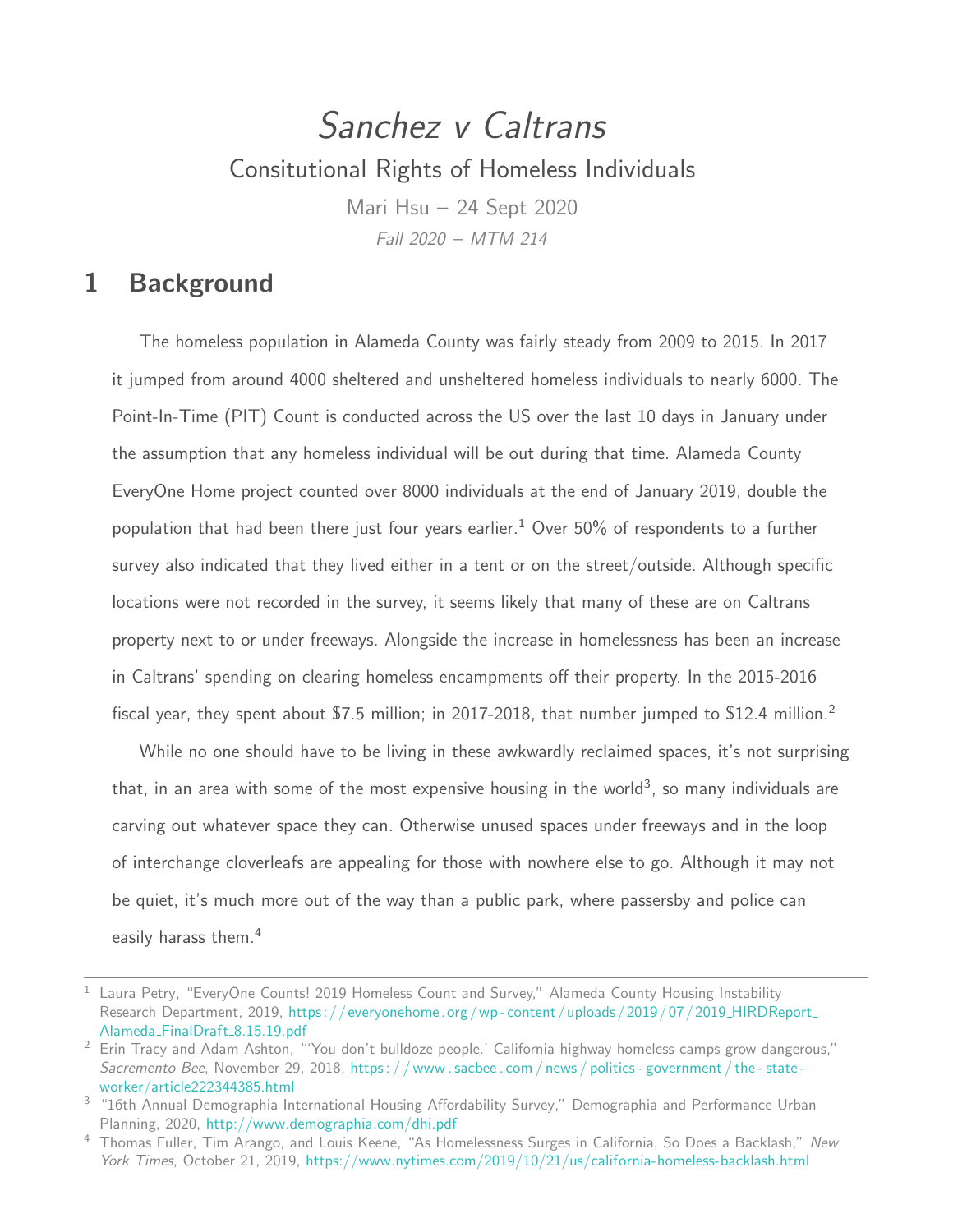# *Sanchez v Caltrans*

## Consitutional Rights of Homeless Individuals

Mari Hsu – 24 Sept 2020

*Fall 2020 – MTM 214*

## 1 Background

The homeless population in Alameda County was fairly steady from 2009 to 2015. In 2017 it jumped from around 4000 sheltered and unsheltered homeless individuals to nearly 6000. The Point-In-Time (PIT) Count is conducted across the US over the last 10 days in January under the assumption that any homeless individual will be out during that time. Alameda County EveryOne Home project counted over 8000 individuals at the end of January 2019, double the population that had been there just four years earlier.[1] Over 50% of respondents to a further survey also indicated that they lived either in a tent or on the street/outside. Although specific locations were not recorded in the survey, it seems likely that many of these are on Caltrans property next to or under freeways. Alongside the increase in homelessness has been an increase in Caltrans' spending on clearing homeless encampments off their property. In the 2015-2016 fiscal year, they spent about $7.5 million; in 2017-2018, that number jumped to $12.4 million.[2]

While no one should have to be living in these awkwardly reclaimed spaces, it's not surprising that, in an area with some of the most expensive housing in the world[3], so many individuals are carving out whatever space they can. Otherwise unused spaces under freeways and in the loop of interchange cloverleafs are appealing for those with nowhere else to go. Although it may not be quiet, it's much more out of the way than a public park, where passersby and police can easily harass them.[4]

---

[1] Laura Petry, "EveryOne Counts! 2019 Homeless Count and Survey," Alameda County Housing Instability Research Department, 2019, https://everyonehome.org/wp-content/uploads/2019/07/2019_HIRDReport_Alameda_FinalDraft_8.15.19.pdf

[2] Erin Tracy and Adam Ashton, "'You don't bulldoze people.' California highway homeless camps grow dangerous," *Sacremento Bee*, November 29, 2018, https://www.sacbee.com/news/politics-government/the-state-worker/article222344385.html

[3] "16th Annual Demographia International Housing Affordability Survey," Demographia and Performance Urban Planning, 2020, http://www.demographia.com/dhi.pdf

[4] Thomas Fuller, Tim Arango, and Louis Keene, "As Homelessness Surges in California, So Does a Backlash," *New York Times*, October 21, 2019, https://www.nytimes.com/2019/10/21/us/california-homeless-backlash.html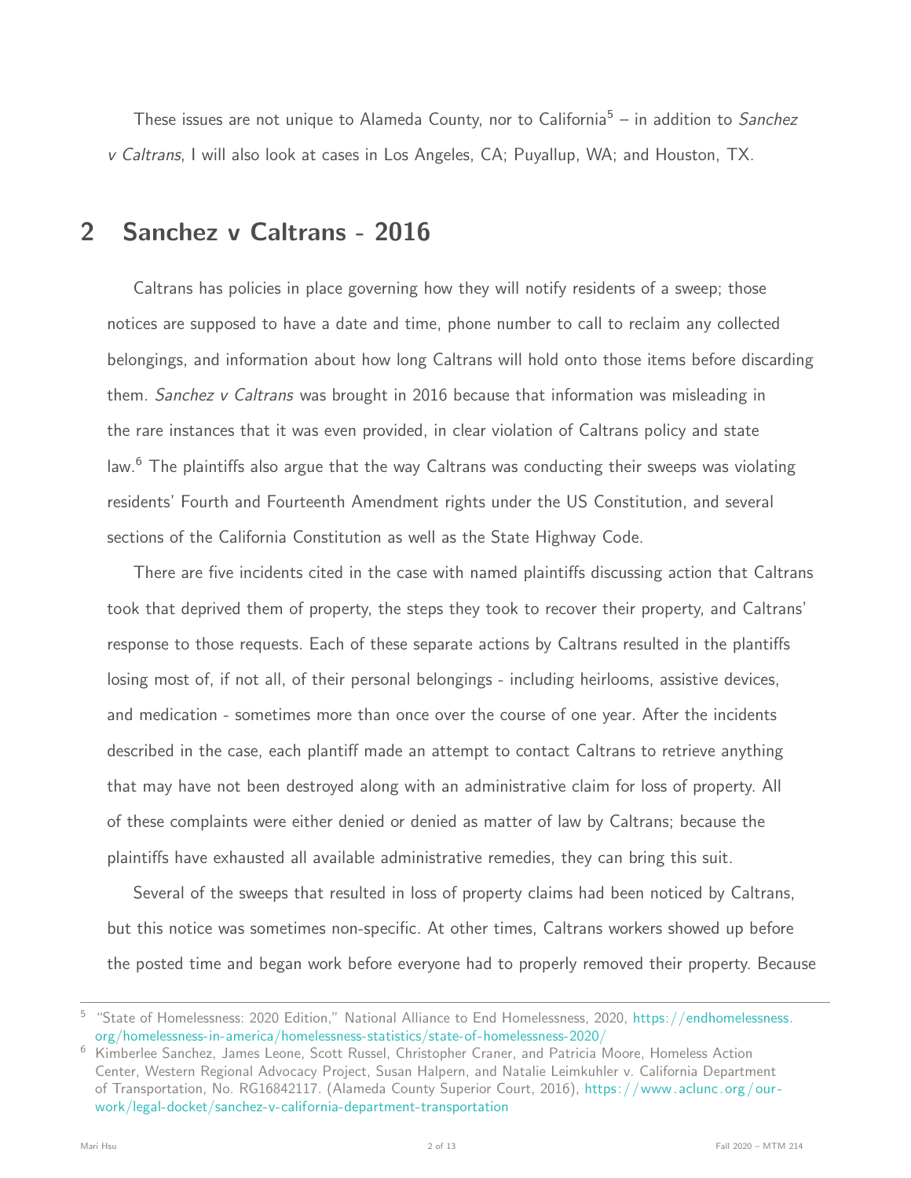These issues are not unique to Alameda County, nor to California[5] – in addition to *Sanchez v Caltrans*, I will also look at cases in Los Angeles, CA; Puyallup, WA; and Houston, TX.

## 2 Sanchez v Caltrans - 2016

Caltrans has policies in place governing how they will notify residents of a sweep; those notices are supposed to have a date and time, phone number to call to reclaim any collected belongings, and information about how long Caltrans will hold onto those items before discarding them. *Sanchez v Caltrans* was brought in 2016 because that information was misleading in the rare instances that it was even provided, in clear violation of Caltrans policy and state law.[6] The plaintiffs also argue that the way Caltrans was conducting their sweeps was violating residents' Fourth and Fourteenth Amendment rights under the US Constitution, and several sections of the California Constitution as well as the State Highway Code.

There are five incidents cited in the case with named plaintiffs discussing action that Caltrans took that deprived them of property, the steps they took to recover their property, and Caltrans' response to those requests. Each of these separate actions by Caltrans resulted in the plantiffs losing most of, if not all, of their personal belongings - including heirlooms, assistive devices, and medication - sometimes more than once over the course of one year. After the incidents described in the case, each plantiff made an attempt to contact Caltrans to retrieve anything that may have not been destroyed along with an administrative claim for loss of property. All of these complaints were either denied or denied as matter of law by Caltrans; because the plaintiffs have exhausted all available administrative remedies, they can bring this suit.

Several of the sweeps that resulted in loss of property claims had been noticed by Caltrans, but this notice was sometimes non-specific. At other times, Caltrans workers showed up before the posted time and began work before everyone had to properly removed their property. Because

---

[5] "State of Homelessness: 2020 Edition," National Alliance to End Homelessness, 2020, https://endhomelessness.org/homelessness-in-america/homelessness-statistics/state-of-homelessness-2020/

[6] Kimberlee Sanchez, James Leone, Scott Russel, Christopher Craner, and Patricia Moore, Homeless Action Center, Western Regional Advocacy Project, Susan Halpern, and Natalie Leimkuhler v. California Department of Transportation, No. RG16842117. (Alameda County Superior Court, 2016), https://www.aclunc.org/our-work/legal-docket/sanchez-v-california-department-transportation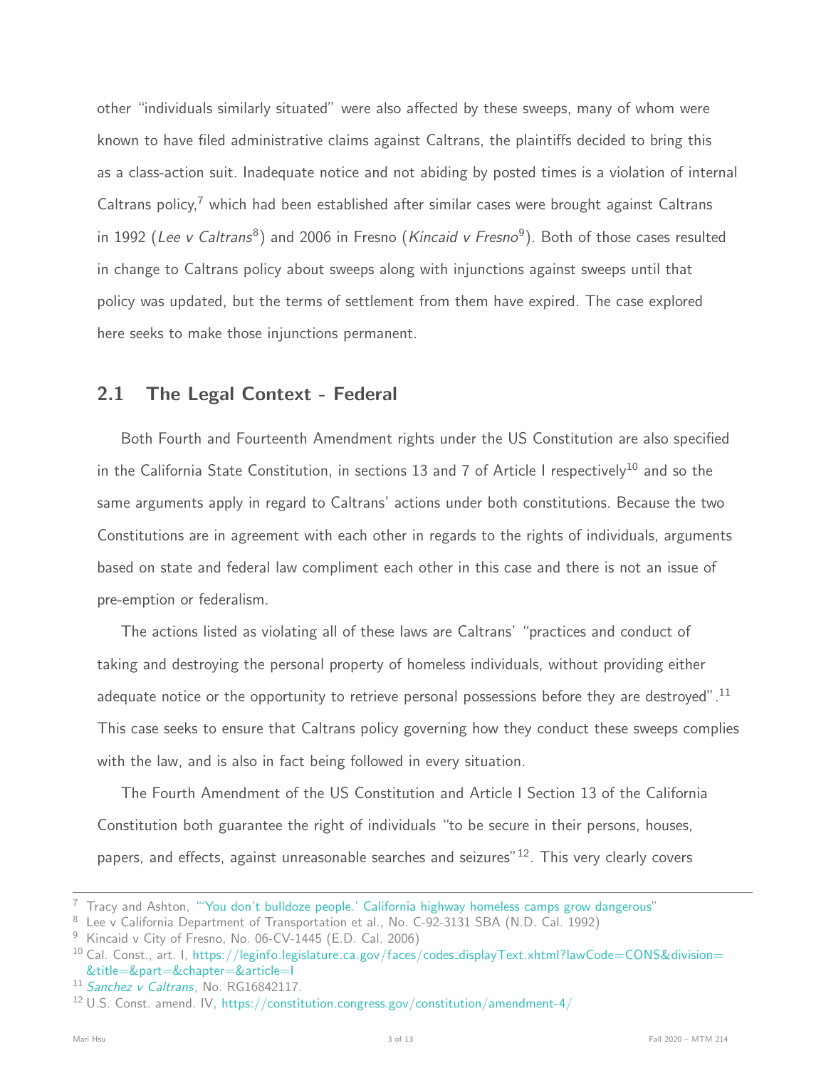other "individuals similarly situated" were also affected by these sweeps, many of whom were known to have filed administrative claims against Caltrans, the plaintiffs decided to bring this as a class-action suit. Inadequate notice and not abiding by posted times is a violation of internal Caltrans policy,[7] which had been established after similar cases were brought against Caltrans in 1992 (*Lee v Caltrans*[8]) and 2006 in Fresno (*Kincaid v Fresno*[9]). Both of those cases resulted in change to Caltrans policy about sweeps along with injunctions against sweeps until that policy was updated, but the terms of settlement from them have expired. The case explored here seeks to make those injunctions permanent.

## 2.1 The Legal Context - Federal

Both Fourth and Fourteenth Amendment rights under the US Constitution are also specified in the California State Constitution, in sections 13 and 7 of Article I respectively[10] and so the same arguments apply in regard to Caltrans' actions under both constitutions. Because the two Constitutions are in agreement with each other in regards to the rights of individuals, arguments based on state and federal law compliment each other in this case and there is not an issue of pre-emption or federalism.

The actions listed as violating all of these laws are Caltrans' "practices and conduct of taking and destroying the personal property of homeless individuals, without providing either adequate notice or the opportunity to retrieve personal possessions before they are destroyed".[11] This case seeks to ensure that Caltrans policy governing how they conduct these sweeps complies with the law, and is also in fact being followed in every situation.

The Fourth Amendment of the US Constitution and Article I Section 13 of the California Constitution both guarantee the right of individuals "to be secure in their persons, houses, papers, and effects, against unreasonable searches and seizures"[12]. This very clearly covers

---

[7] Tracy and Ashton, "'You don't bulldoze people.' California highway homeless camps grow dangerous"

[8] Lee v California Department of Transportation et al., No. C-92-3131 SBA (N.D. Cal. 1992)

[9] Kincaid v City of Fresno, No. 06-CV-1445 (E.D. Cal. 2006)

[10] Cal. Const., art. I, https://leginfo.legislature.ca.gov/faces/codes_displayText.xhtml?lawCode=CONS&division=&title=&part=&chapter=&article=I

[11] *Sanchez v Caltrans*, No. RG16842117.

[12] U.S. Const. amend. IV, https://constitution.congress.gov/constitution/amendment-4/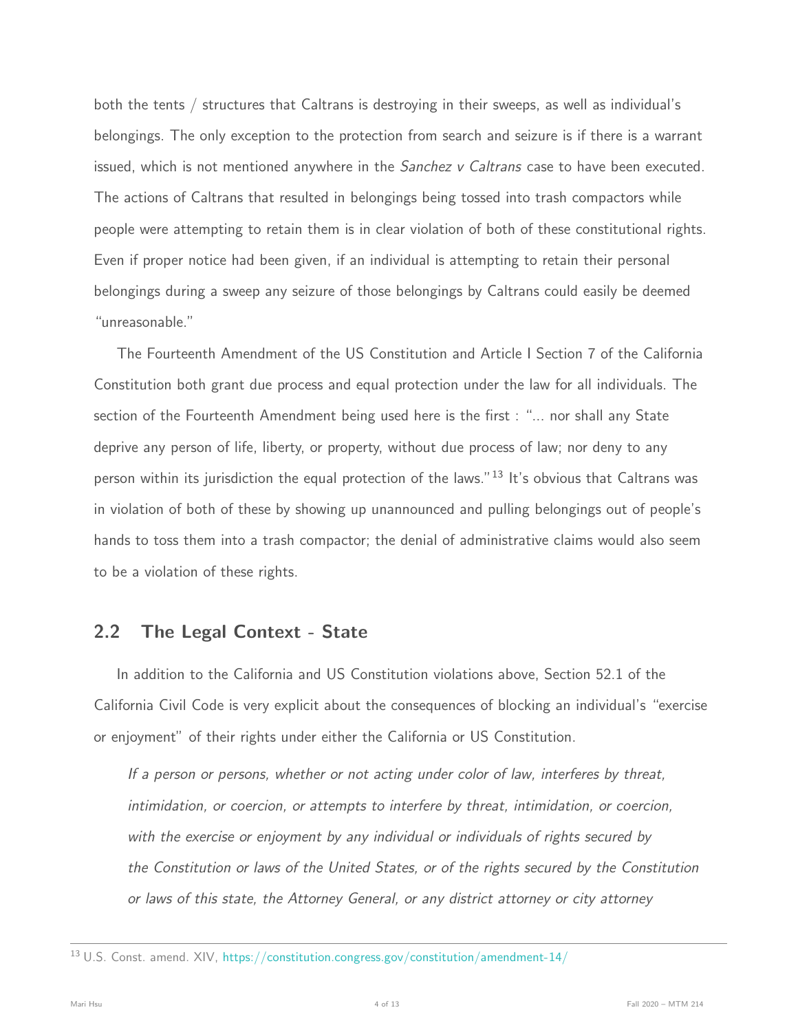both the tents / structures that Caltrans is destroying in their sweeps, as well as individual's belongings. The only exception to the protection from search and seizure is if there is a warrant issued, which is not mentioned anywhere in the *Sanchez v Caltrans* case to have been executed. The actions of Caltrans that resulted in belongings being tossed into trash compactors while people were attempting to retain them is in clear violation of both of these constitutional rights. Even if proper notice had been given, if an individual is attempting to retain their personal belongings during a sweep any seizure of those belongings by Caltrans could easily be deemed "unreasonable."

The Fourteenth Amendment of the US Constitution and Article I Section 7 of the California Constitution both grant due process and equal protection under the law for all individuals. The section of the Fourteenth Amendment being used here is the first : "... nor shall any State deprive any person of life, liberty, or property, without due process of law; nor deny to any person within its jurisdiction the equal protection of the laws."[13] It's obvious that Caltrans was in violation of both of these by showing up unannounced and pulling belongings out of people's hands to toss them into a trash compactor; the denial of administrative claims would also seem to be a violation of these rights.

## 2.2 The Legal Context - State

In addition to the California and US Constitution violations above, Section 52.1 of the California Civil Code is very explicit about the consequences of blocking an individual's "exercise or enjoyment" of their rights under either the California or US Constitution.

> *If a person or persons, whether or not acting under color of law, interferes by threat, intimidation, or coercion, or attempts to interfere by threat, intimidation, or coercion, with the exercise or enjoyment by any individual or individuals of rights secured by the Constitution or laws of the United States, or of the rights secured by the Constitution or laws of this state, the Attorney General, or any district attorney or city attorney*

---

[13] U.S. Const. amend. XIV, https://constitution.congress.gov/constitution/amendment-14/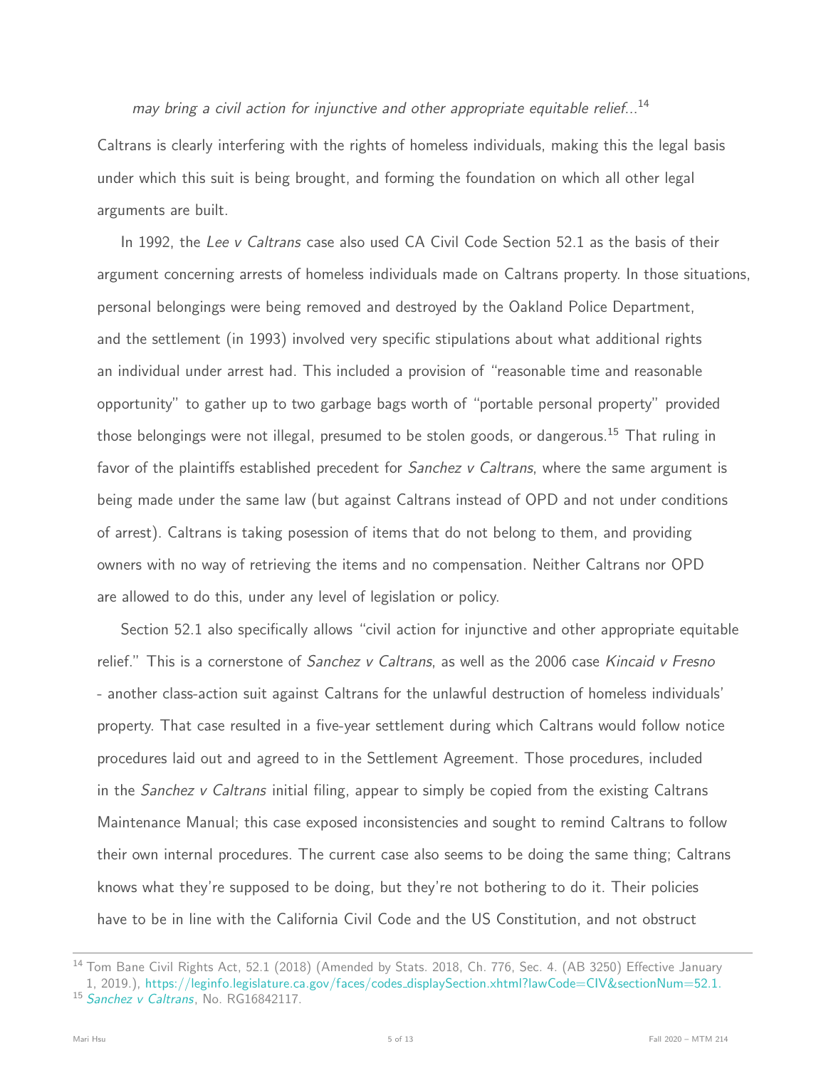*may bring a civil action for injunctive and other appropriate equitable relief...*[14]

Caltrans is clearly interfering with the rights of homeless individuals, making this the legal basis under which this suit is being brought, and forming the foundation on which all other legal arguments are built.

In 1992, the *Lee v Caltrans* case also used CA Civil Code Section 52.1 as the basis of their argument concerning arrests of homeless individuals made on Caltrans property. In those situations, personal belongings were being removed and destroyed by the Oakland Police Department, and the settlement (in 1993) involved very specific stipulations about what additional rights an individual under arrest had. This included a provision of "reasonable time and reasonable opportunity" to gather up to two garbage bags worth of "portable personal property" provided those belongings were not illegal, presumed to be stolen goods, or dangerous.[15] That ruling in favor of the plaintiffs established precedent for *Sanchez v Caltrans*, where the same argument is being made under the same law (but against Caltrans instead of OPD and not under conditions of arrest). Caltrans is taking posession of items that do not belong to them, and providing owners with no way of retrieving the items and no compensation. Neither Caltrans nor OPD are allowed to do this, under any level of legislation or policy.

Section 52.1 also specifically allows "civil action for injunctive and other appropriate equitable relief." This is a cornerstone of *Sanchez v Caltrans*, as well as the 2006 case *Kincaid v Fresno* - another class-action suit against Caltrans for the unlawful destruction of homeless individuals' property. That case resulted in a five-year settlement during which Caltrans would follow notice procedures laid out and agreed to in the Settlement Agreement. Those procedures, included in the *Sanchez v Caltrans* initial filing, appear to simply be copied from the existing Caltrans Maintenance Manual; this case exposed inconsistencies and sought to remind Caltrans to follow their own internal procedures. The current case also seems to be doing the same thing; Caltrans knows what they're supposed to be doing, but they're not bothering to do it. Their policies have to be in line with the California Civil Code and the US Constitution, and not obstruct

---

[14] Tom Bane Civil Rights Act, 52.1 (2018) (Amended by Stats. 2018, Ch. 776, Sec. 4. (AB 3250) Effective January 1, 2019.), https://leginfo.legislature.ca.gov/faces/codes_displaySection.xhtml?lawCode=CIV&sectionNum=52.1.

[15] *Sanchez v Caltrans*, No. RG16842117.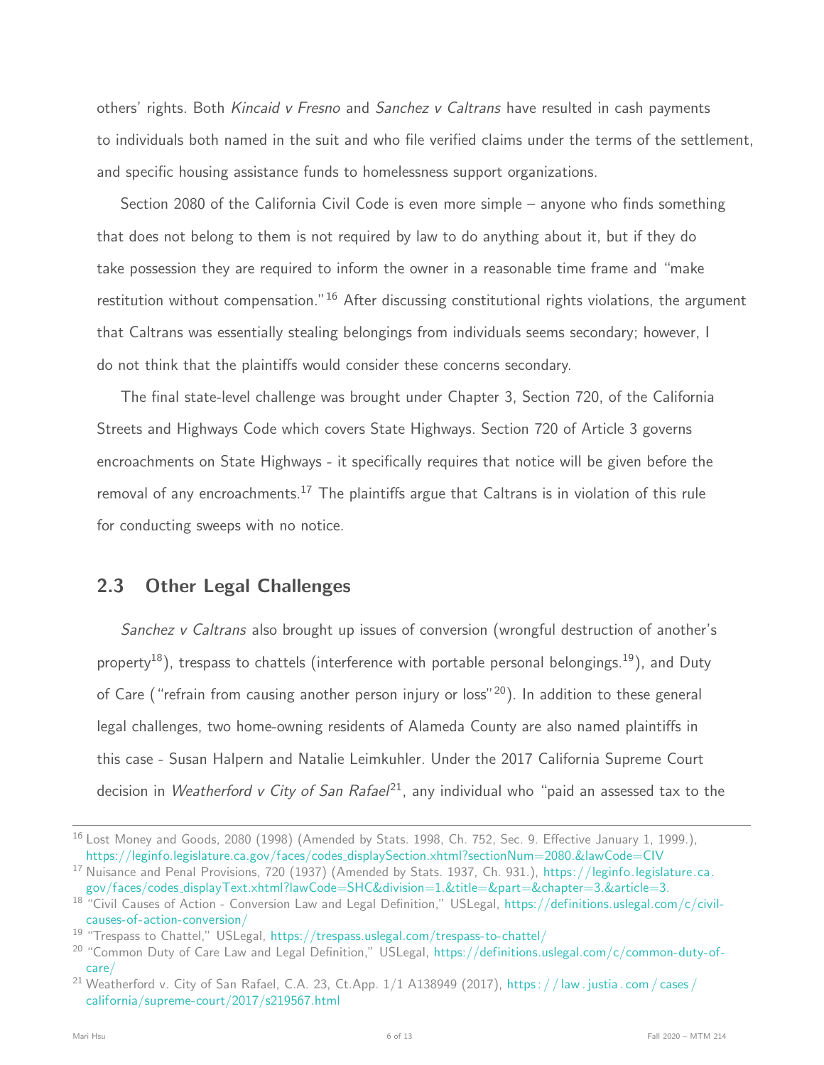others' rights. Both *Kincaid v Fresno* and *Sanchez v Caltrans* have resulted in cash payments to individuals both named in the suit and who file verified claims under the terms of the settlement, and specific housing assistance funds to homelessness support organizations.

Section 2080 of the California Civil Code is even more simple – anyone who finds something that does not belong to them is not required by law to do anything about it, but if they do take possession they are required to inform the owner in a reasonable time frame and "make restitution without compensation."[16] After discussing constitutional rights violations, the argument that Caltrans was essentially stealing belongings from individuals seems secondary; however, I do not think that the plaintiffs would consider these concerns secondary.

The final state-level challenge was brought under Chapter 3, Section 720, of the California Streets and Highways Code which covers State Highways. Section 720 of Article 3 governs encroachments on State Highways - it specifically requires that notice will be given before the removal of any encroachments.[17] The plaintiffs argue that Caltrans is in violation of this rule for conducting sweeps with no notice.

## 2.3 Other Legal Challenges

*Sanchez v Caltrans* also brought up issues of conversion (wrongful destruction of another's property[18]), trespass to chattels (interference with portable personal belongings.[19]), and Duty of Care ("refrain from causing another person injury or loss"[20]). In addition to these general legal challenges, two home-owning residents of Alameda County are also named plaintiffs in this case - Susan Halpern and Natalie Leimkuhler. Under the 2017 California Supreme Court decision in *Weatherford v City of San Rafael*[21], any individual who "paid an assessed tax to the

---

[16] Lost Money and Goods, 2080 (1998) (Amended by Stats. 1998, Ch. 752, Sec. 9. Effective January 1, 1999.), https://leginfo.legislature.ca.gov/faces/codes_displaySection.xhtml?sectionNum=2080.&lawCode=CIV

[17] Nuisance and Penal Provisions, 720 (1937) (Amended by Stats. 1937, Ch. 931.), https://leginfo.legislature.ca.gov/faces/codes_displayText.xhtml?lawCode=SHC&division=1.&title=&part=&chapter=3.&article=3.

[18] "Civil Causes of Action - Conversion Law and Legal Definition," USLegal, https://definitions.uslegal.com/c/civil-causes-of-action-conversion/

[19] "Trespass to Chattel," USLegal, https://trespass.uslegal.com/trespass-to-chattel/

[20] "Common Duty of Care Law and Legal Definition," USLegal, https://definitions.uslegal.com/c/common-duty-of-care/

[21] Weatherford v. City of San Rafael, C.A. 23, Ct.App. 1/1 A138949 (2017), https://law.justia.com/cases/california/supreme-court/2017/s219567.html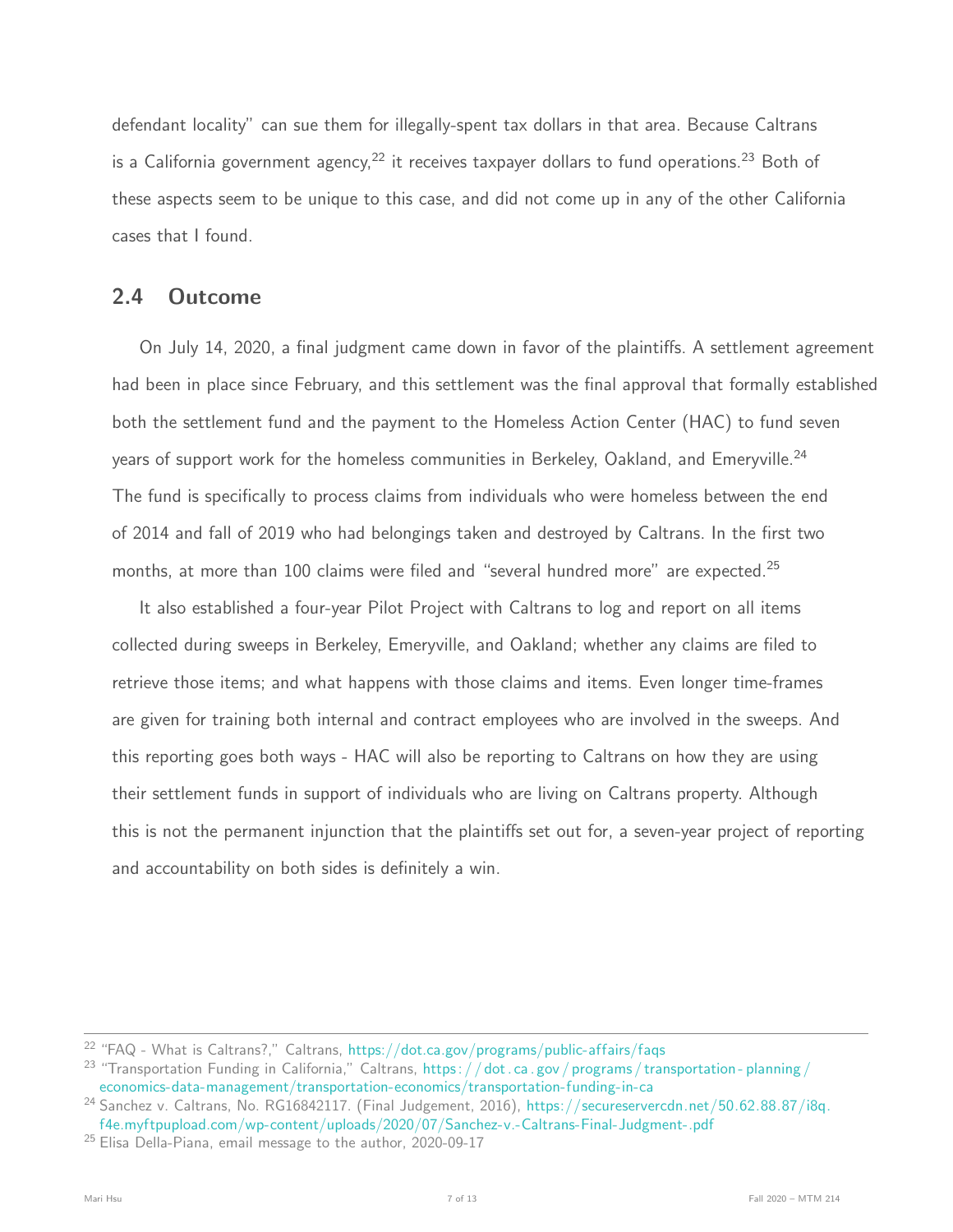defendant locality" can sue them for illegally-spent tax dollars in that area. Because Caltrans is a California government agency,[22] it receives taxpayer dollars to fund operations.[23] Both of these aspects seem to be unique to this case, and did not come up in any of the other California cases that I found.

## 2.4 Outcome

On July 14, 2020, a final judgment came down in favor of the plaintiffs. A settlement agreement had been in place since February, and this settlement was the final approval that formally established both the settlement fund and the payment to the Homeless Action Center (HAC) to fund seven years of support work for the homeless communities in Berkeley, Oakland, and Emeryville.[24] The fund is specifically to process claims from individuals who were homeless between the end of 2014 and fall of 2019 who had belongings taken and destroyed by Caltrans. In the first two months, at more than 100 claims were filed and "several hundred more" are expected.[25]

It also established a four-year Pilot Project with Caltrans to log and report on all items collected during sweeps in Berkeley, Emeryville, and Oakland; whether any claims are filed to retrieve those items; and what happens with those claims and items. Even longer time-frames are given for training both internal and contract employees who are involved in the sweeps. And this reporting goes both ways - HAC will also be reporting to Caltrans on how they are using their settlement funds in support of individuals who are living on Caltrans property. Although this is not the permanent injunction that the plaintiffs set out for, a seven-year project of reporting and accountability on both sides is definitely a win.

---

[22] "FAQ - What is Caltrans?," Caltrans, https://dot.ca.gov/programs/public-affairs/faqs

[23] "Transportation Funding in California," Caltrans, https://dot.ca.gov/programs/transportation-planning/economics-data-management/transportation-economics/transportation-funding-in-ca

[24] Sanchez v. Caltrans, No. RG16842117. (Final Judgement, 2016), https://secureservercdn.net/50.62.88.87/i8q.f4e.myftpupload.com/wp-content/uploads/2020/07/Sanchez-v.-Caltrans-Final-Judgment-.pdf

[25] Elisa Della-Piana, email message to the author, 2020-09-17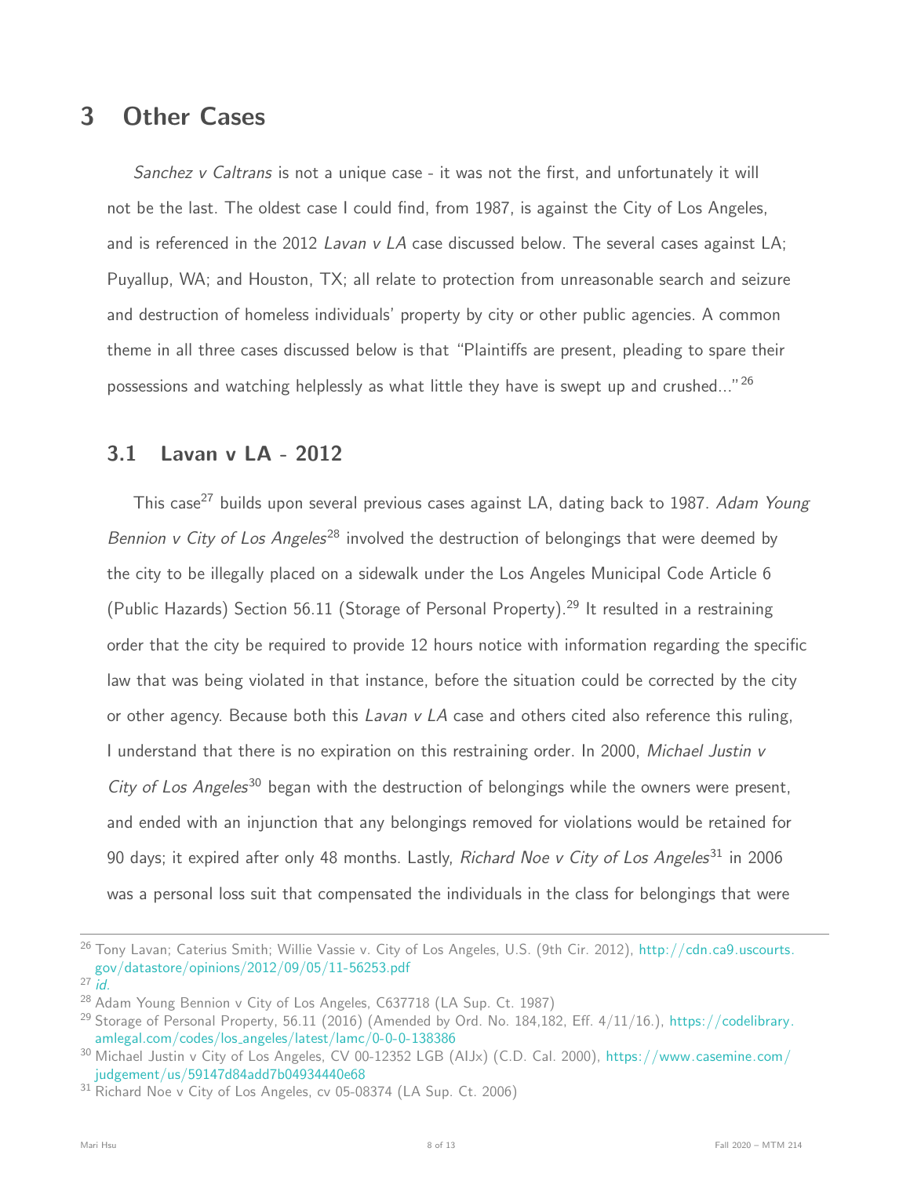# 3 Other Cases

*Sanchez v Caltrans* is not a unique case - it was not the first, and unfortunately it will not be the last. The oldest case I could find, from 1987, is against the City of Los Angeles, and is referenced in the 2012 *Lavan v LA* case discussed below. The several cases against LA; Puyallup, WA; and Houston, TX; all relate to protection from unreasonable search and seizure and destruction of homeless individuals' property by city or other public agencies. A common theme in all three cases discussed below is that "Plaintiffs are present, pleading to spare their possessions and watching helplessly as what little they have is swept up and crushed..."[26]

## 3.1 Lavan v LA - 2012

This case[27] builds upon several previous cases against LA, dating back to 1987. *Adam Young Bennion v City of Los Angeles*[28] involved the destruction of belongings that were deemed by the city to be illegally placed on a sidewalk under the Los Angeles Municipal Code Article 6 (Public Hazards) Section 56.11 (Storage of Personal Property).[29] It resulted in a restraining order that the city be required to provide 12 hours notice with information regarding the specific law that was being violated in that instance, before the situation could be corrected by the city or other agency. Because both this *Lavan v LA* case and others cited also reference this ruling, I understand that there is no expiration on this restraining order. In 2000, *Michael Justin v City of Los Angeles*[30] began with the destruction of belongings while the owners were present, and ended with an injunction that any belongings removed for violations would be retained for 90 days; it expired after only 48 months. Lastly, *Richard Noe v City of Los Angeles*[31] in 2006 was a personal loss suit that compensated the individuals in the class for belongings that were

---

[26] Tony Lavan; Caterius Smith; Willie Vassie v. City of Los Angeles, U.S. (9th Cir. 2012), http://cdn.ca9.uscourts.gov/datastore/opinions/2012/09/05/11-56253.pdf

[27] *id.*

[28] Adam Young Bennion v City of Los Angeles, C637718 (LA Sup. Ct. 1987)

[29] Storage of Personal Property, 56.11 (2016) (Amended by Ord. No. 184,182, Eff. 4/11/16.), https://codelibrary.amlegal.com/codes/los_angeles/latest/lamc/0-0-0-138386

[30] Michael Justin v City of Los Angeles, CV 00-12352 LGB (AIJx) (C.D. Cal. 2000), https://www.casemine.com/judgement/us/59147d84add7b04934440e68

[31] Richard Noe v City of Los Angeles, cv 05-08374 (LA Sup. Ct. 2006)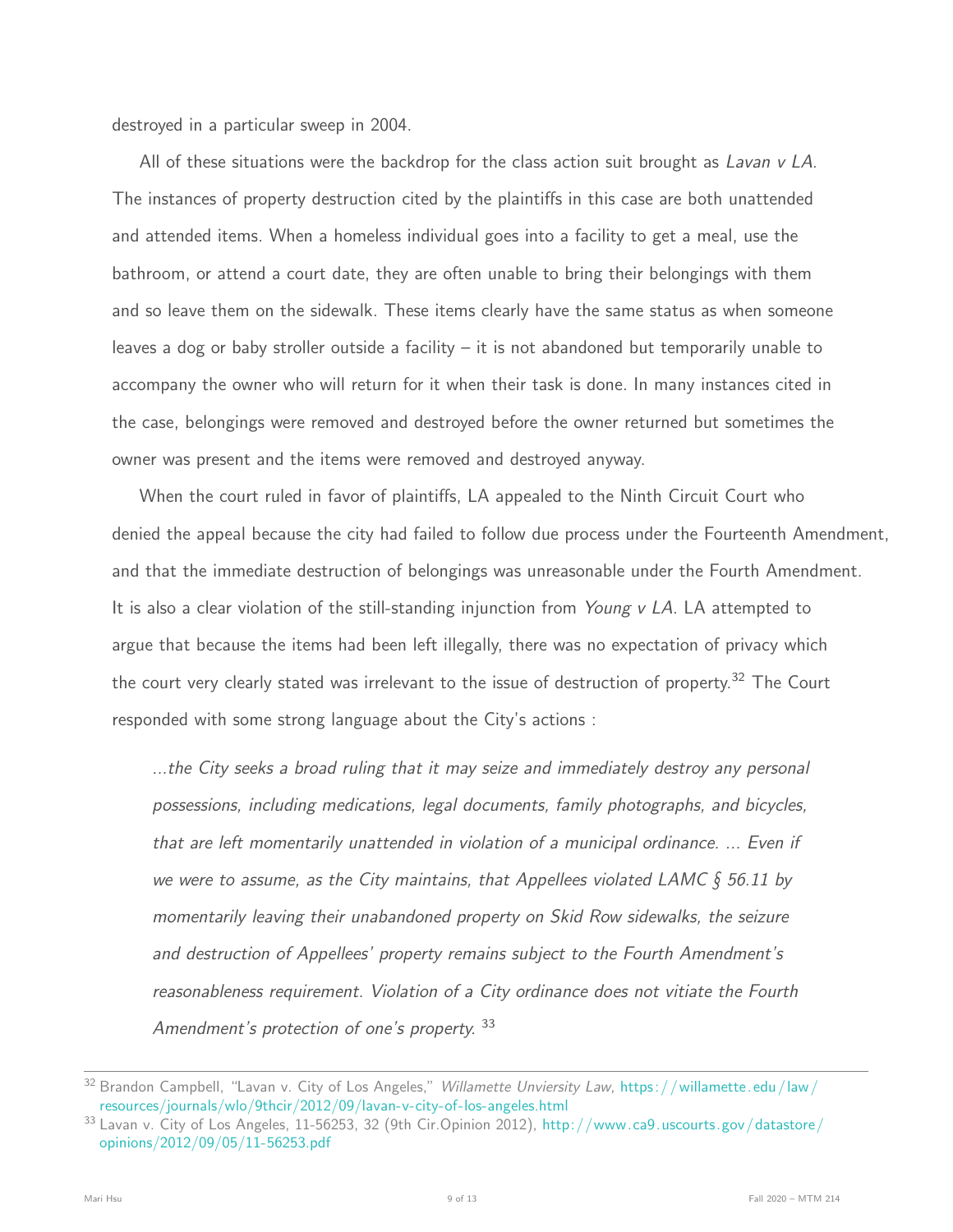destroyed in a particular sweep in 2004.

All of these situations were the backdrop for the class action suit brought as *Lavan v LA*. The instances of property destruction cited by the plaintiffs in this case are both unattended and attended items. When a homeless individual goes into a facility to get a meal, use the bathroom, or attend a court date, they are often unable to bring their belongings with them and so leave them on the sidewalk. These items clearly have the same status as when someone leaves a dog or baby stroller outside a facility – it is not abandoned but temporarily unable to accompany the owner who will return for it when their task is done. In many instances cited in the case, belongings were removed and destroyed before the owner returned but sometimes the owner was present and the items were removed and destroyed anyway.

When the court ruled in favor of plaintiffs, LA appealed to the Ninth Circuit Court who denied the appeal because the city had failed to follow due process under the Fourteenth Amendment, and that the immediate destruction of belongings was unreasonable under the Fourth Amendment. It is also a clear violation of the still-standing injunction from *Young v LA*. LA attempted to argue that because the items had been left illegally, there was no expectation of privacy which the court very clearly stated was irrelevant to the issue of destruction of property.[32] The Court responded with some strong language about the City's actions :

> *...the City seeks a broad ruling that it may seize and immediately destroy any personal possessions, including medications, legal documents, family photographs, and bicycles, that are left momentarily unattended in violation of a municipal ordinance. ... Even if we were to assume, as the City maintains, that Appellees violated LAMC § 56.11 by momentarily leaving their unabandoned property on Skid Row sidewalks, the seizure and destruction of Appellees' property remains subject to the Fourth Amendment's reasonableness requirement. Violation of a City ordinance does not vitiate the Fourth Amendment's protection of one's property.* [33]

---

[32] Brandon Campbell, "Lavan v. City of Los Angeles," *Willamette Unviersity Law*, https://willamette.edu/law/resources/journals/wlo/9thcir/2012/09/lavan-v-city-of-los-angeles.html

[33] Lavan v. City of Los Angeles, 11-56253, 32 (9th Cir.Opinion 2012), http://www.ca9.uscourts.gov/datastore/opinions/2012/09/05/11-56253.pdf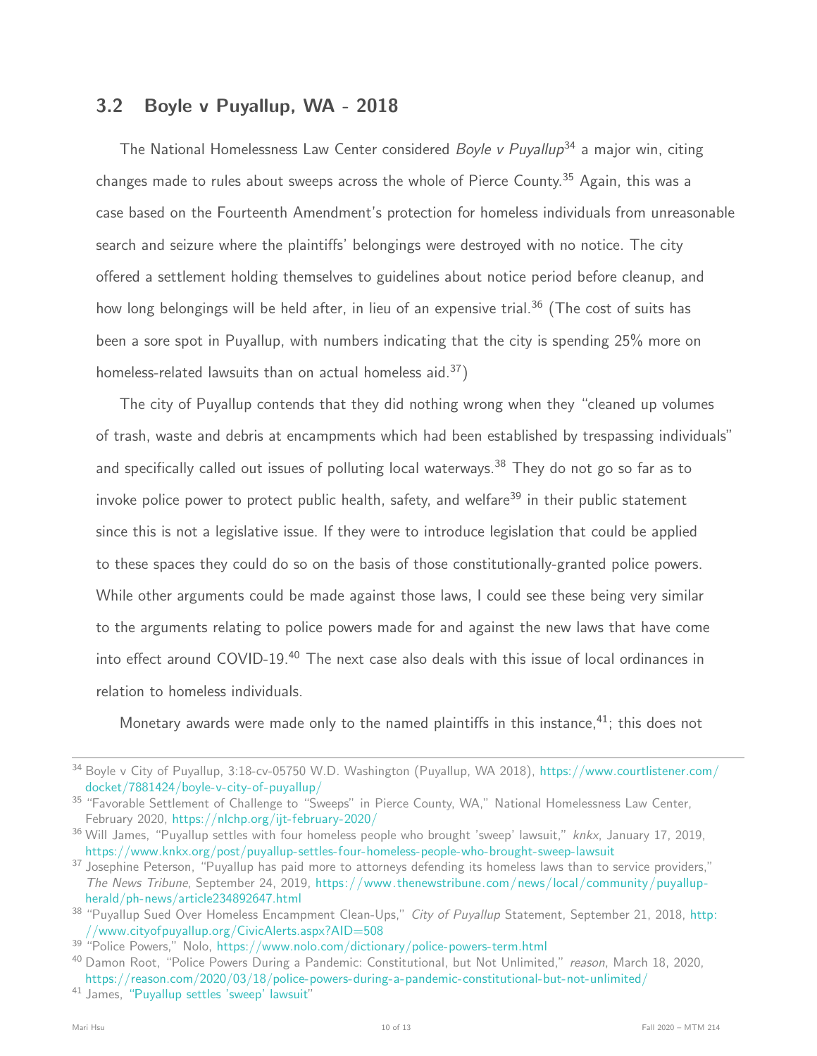## 3.2 Boyle v Puyallup, WA - 2018

The National Homelessness Law Center considered *Boyle v Puyallup*[34] a major win, citing changes made to rules about sweeps across the whole of Pierce County.[35] Again, this was a case based on the Fourteenth Amendment's protection for homeless individuals from unreasonable search and seizure where the plaintiffs' belongings were destroyed with no notice. The city offered a settlement holding themselves to guidelines about notice period before cleanup, and how long belongings will be held after, in lieu of an expensive trial.[36] (The cost of suits has been a sore spot in Puyallup, with numbers indicating that the city is spending 25% more on homeless-related lawsuits than on actual homeless aid.[37])

The city of Puyallup contends that they did nothing wrong when they "cleaned up volumes of trash, waste and debris at encampments which had been established by trespassing individuals" and specifically called out issues of polluting local waterways.[38] They do not go so far as to invoke police power to protect public health, safety, and welfare[39] in their public statement since this is not a legislative issue. If they were to introduce legislation that could be applied to these spaces they could do so on the basis of those constitutionally-granted police powers. While other arguments could be made against those laws, I could see these being very similar to the arguments relating to police powers made for and against the new laws that have come into effect around COVID-19.[40] The next case also deals with this issue of local ordinances in relation to homeless individuals.

Monetary awards were made only to the named plaintiffs in this instance,[41]; this does not

---

[34] Boyle v City of Puyallup, 3:18-cv-05750 W.D. Washington (Puyallup, WA 2018), https://www.courtlistener.com/docket/7881424/boyle-v-city-of-puyallup/

[35] "Favorable Settlement of Challenge to "Sweeps" in Pierce County, WA," National Homelessness Law Center, February 2020, https://nlchp.org/ijt-february-2020/

[36] Will James, "Puyallup settles with four homeless people who brought 'sweep' lawsuit," *knkx*, January 17, 2019, https://www.knkx.org/post/puyallup-settles-four-homeless-people-who-brought-sweep-lawsuit

[37] Josephine Peterson, "Puyallup has paid more to attorneys defending its homeless laws than to service providers," *The News Tribune*, September 24, 2019, https://www.thenewstribune.com/news/local/community/puyallup-herald/ph-news/article234892647.html

[38] "Puyallup Sued Over Homeless Encampment Clean-Ups," *City of Puyallup* Statement, September 21, 2018, http://www.cityofpuyallup.org/CivicAlerts.aspx?AID=508

[39] "Police Powers," Nolo, https://www.nolo.com/dictionary/police-powers-term.html

[40] Damon Root, "Police Powers During a Pandemic: Constitutional, but Not Unlimited," *reason*, March 18, 2020, https://reason.com/2020/03/18/police-powers-during-a-pandemic-constitutional-but-not-unlimited/

[41] James, "Puyallup settles 'sweep' lawsuit"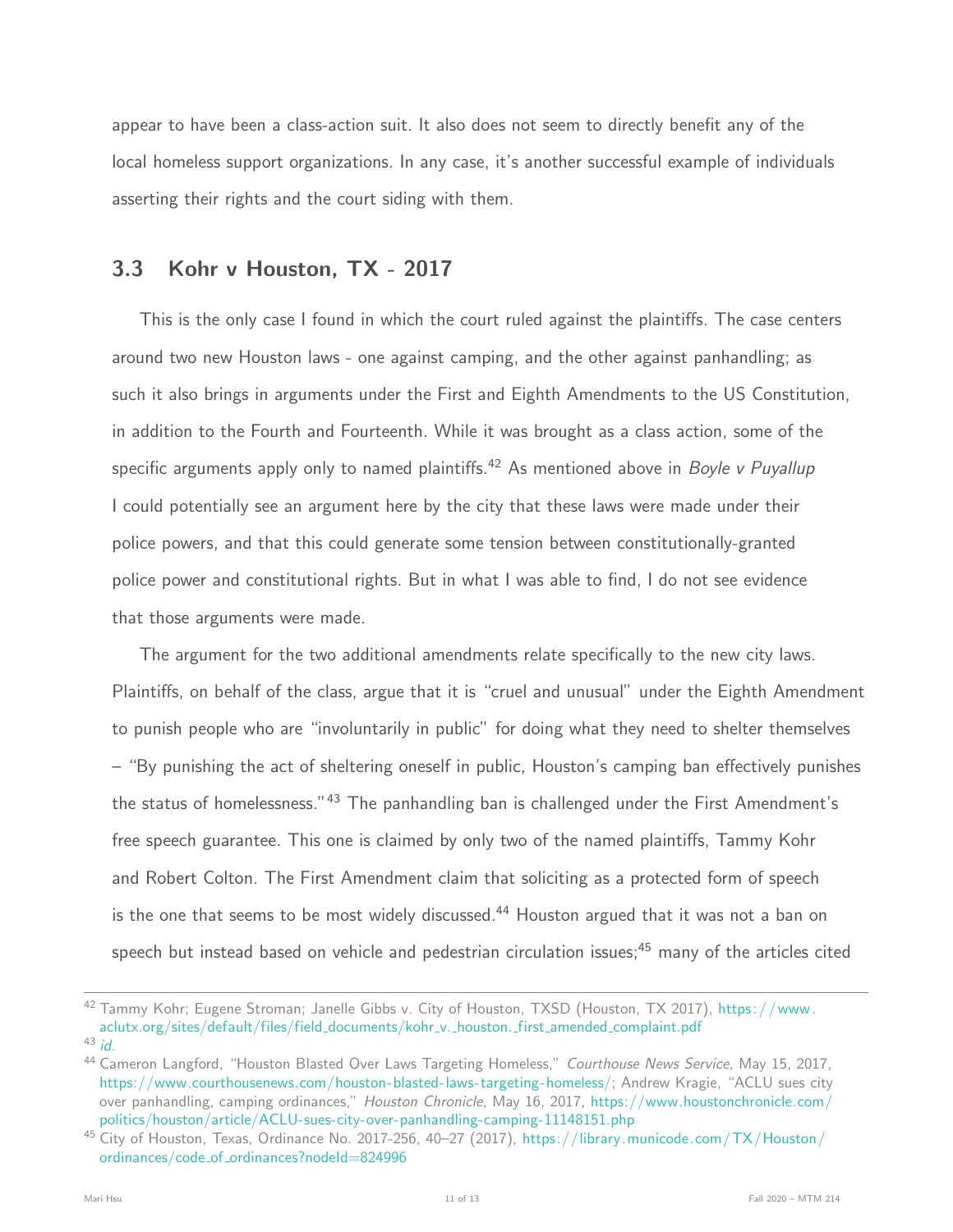appear to have been a class-action suit. It also does not seem to directly benefit any of the local homeless support organizations. In any case, it's another successful example of individuals asserting their rights and the court siding with them.

## 3.3 Kohr v Houston, TX - 2017

This is the only case I found in which the court ruled against the plaintiffs. The case centers around two new Houston laws - one against camping, and the other against panhandling; as such it also brings in arguments under the First and Eighth Amendments to the US Constitution, in addition to the Fourth and Fourteenth. While it was brought as a class action, some of the specific arguments apply only to named plaintiffs.[42] As mentioned above in *Boyle v Puyallup* I could potentially see an argument here by the city that these laws were made under their police powers, and that this could generate some tension between constitutionally-granted police power and constitutional rights. But in what I was able to find, I do not see evidence that those arguments were made.

The argument for the two additional amendments relate specifically to the new city laws. Plaintiffs, on behalf of the class, argue that it is "cruel and unusual" under the Eighth Amendment to punish people who are "involuntarily in public" for doing what they need to shelter themselves – "By punishing the act of sheltering oneself in public, Houston's camping ban effectively punishes the status of homelessness."[43] The panhandling ban is challenged under the First Amendment's free speech guarantee. This one is claimed by only two of the named plaintiffs, Tammy Kohr and Robert Colton. The First Amendment claim that soliciting as a protected form of speech is the one that seems to be most widely discussed.[44] Houston argued that it was not a ban on speech but instead based on vehicle and pedestrian circulation issues;[45] many of the articles cited

---

[42] Tammy Kohr; Eugene Stroman; Janelle Gibbs v. City of Houston, TXSD (Houston, TX 2017), https://www.aclutx.org/sites/default/files/field_documents/kohr_v._houston._first_amended_complaint.pdf

[43] *id.*

[44] Cameron Langford, "Houston Blasted Over Laws Targeting Homeless," *Courthouse News Service*, May 15, 2017, https://www.courthousenews.com/houston-blasted-laws-targeting-homeless/; Andrew Kragie, "ACLU sues city over panhandling, camping ordinances," *Houston Chronicle*, May 16, 2017, https://www.houstonchronicle.com/politics/houston/article/ACLU-sues-city-over-panhandling-camping-11148151.php

[45] City of Houston, Texas, Ordinance No. 2017-256, 40–27 (2017), https://library.municode.com/TX/Houston/ordinances/code_of_ordinances?nodeId=824996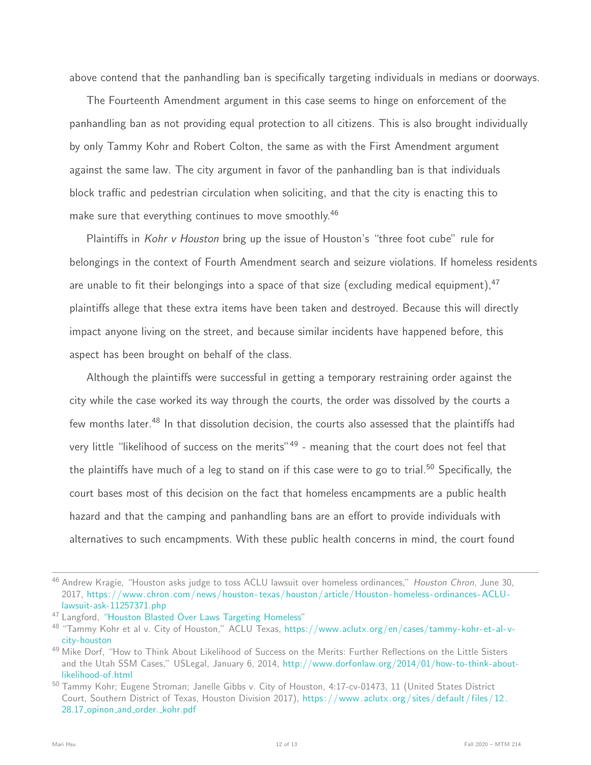above contend that the panhandling ban is specifically targeting individuals in medians or doorways.

The Fourteenth Amendment argument in this case seems to hinge on enforcement of the panhandling ban as not providing equal protection to all citizens. This is also brought individually by only Tammy Kohr and Robert Colton, the same as with the First Amendment argument against the same law. The city argument in favor of the panhandling ban is that individuals block traffic and pedestrian circulation when soliciting, and that the city is enacting this to make sure that everything continues to move smoothly.[46]

Plaintiffs in *Kohr v Houston* bring up the issue of Houston's "three foot cube" rule for belongings in the context of Fourth Amendment search and seizure violations. If homeless residents are unable to fit their belongings into a space of that size (excluding medical equipment),[47] plaintiffs allege that these extra items have been taken and destroyed. Because this will directly impact anyone living on the street, and because similar incidents have happened before, this aspect has been brought on behalf of the class.

Although the plaintiffs were successful in getting a temporary restraining order against the city while the case worked its way through the courts, the order was dissolved by the courts a few months later.[48] In that dissolution decision, the courts also assessed that the plaintiffs had very little "likelihood of success on the merits"[49] - meaning that the court does not feel that the plaintiffs have much of a leg to stand on if this case were to go to trial.[50] Specifically, the court bases most of this decision on the fact that homeless encampments are a public health hazard and that the camping and panhandling bans are an effort to provide individuals with alternatives to such encampments. With these public health concerns in mind, the court found

---

[46] Andrew Kragie, "Houston asks judge to toss ACLU lawsuit over homeless ordinances," *Houston Chron*, June 30, 2017, https://www.chron.com/news/houston-texas/houston/article/Houston-homeless-ordinances-ACLU-lawsuit-ask-11257371.php

[47] Langford, "Houston Blasted Over Laws Targeting Homeless"

[48] "Tammy Kohr et al v. City of Houston," ACLU Texas, https://www.aclutx.org/en/cases/tammy-kohr-et-al-v-city-houston

[49] Mike Dorf, "How to Think About Likelihood of Success on the Merits: Further Reflections on the Little Sisters and the Utah SSM Cases," USLegal, January 6, 2014, http://www.dorfonlaw.org/2014/01/how-to-think-about-likelihood-of.html

[50] Tammy Kohr; Eugene Stroman; Janelle Gibbs v. City of Houston, 4:17-cv-01473, 11 (United States District Court, Southern District of Texas, Houston Division 2017), https://www.aclutx.org/sites/default/files/12.28.17_opinon_and_order._kohr.pdf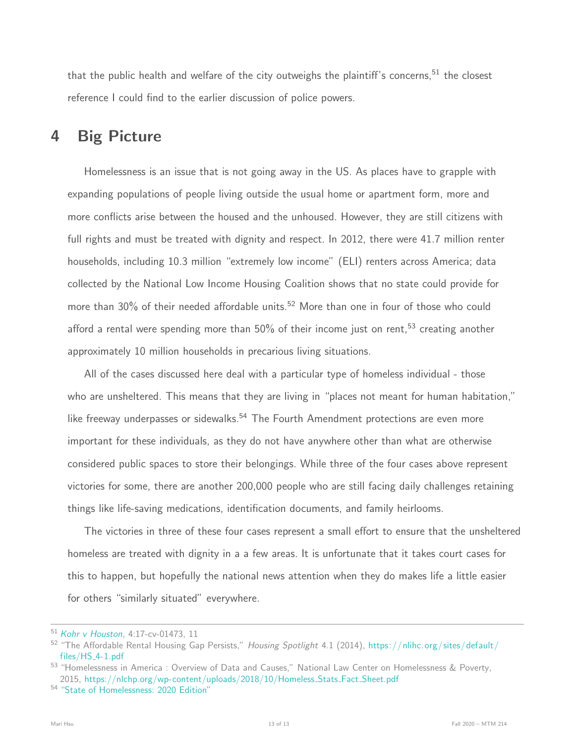that the public health and welfare of the city outweighs the plaintiff's concerns,[51] the closest reference I could find to the earlier discussion of police powers.

## 4 Big Picture

Homelessness is an issue that is not going away in the US. As places have to grapple with expanding populations of people living outside the usual home or apartment form, more and more conflicts arise between the housed and the unhoused. However, they are still citizens with full rights and must be treated with dignity and respect. In 2012, there were 41.7 million renter households, including 10.3 million "extremely low income" (ELI) renters across America; data collected by the National Low Income Housing Coalition shows that no state could provide for more than 30% of their needed affordable units.[52] More than one in four of those who could afford a rental were spending more than 50% of their income just on rent,[53] creating another approximately 10 million households in precarious living situations.

All of the cases discussed here deal with a particular type of homeless individual - those who are unsheltered. This means that they are living in "places not meant for human habitation," like freeway underpasses or sidewalks.[54] The Fourth Amendment protections are even more important for these individuals, as they do not have anywhere other than what are otherwise considered public spaces to store their belongings. While three of the four cases above represent victories for some, there are another 200,000 people who are still facing daily challenges retaining things like life-saving medications, identification documents, and family heirlooms.

The victories in three of these four cases represent a small effort to ensure that the unsheltered homeless are treated with dignity in a a few areas. It is unfortunate that it takes court cases for this to happen, but hopefully the national news attention when they do makes life a little easier for others "similarly situated" everywhere.

---

[51] *Kohr v Houston*, 4:17-cv-01473, 11

[52] "The Affordable Rental Housing Gap Persists," *Housing Spotlight* 4.1 (2014), https://nlihc.org/sites/default/files/HS_4-1.pdf

[53] "Homelessness in America : Overview of Data and Causes," National Law Center on Homelessness & Poverty, 2015, https://nlchp.org/wp-content/uploads/2018/10/Homeless_Stats_Fact_Sheet.pdf

[54] "State of Homelessness: 2020 Edition"